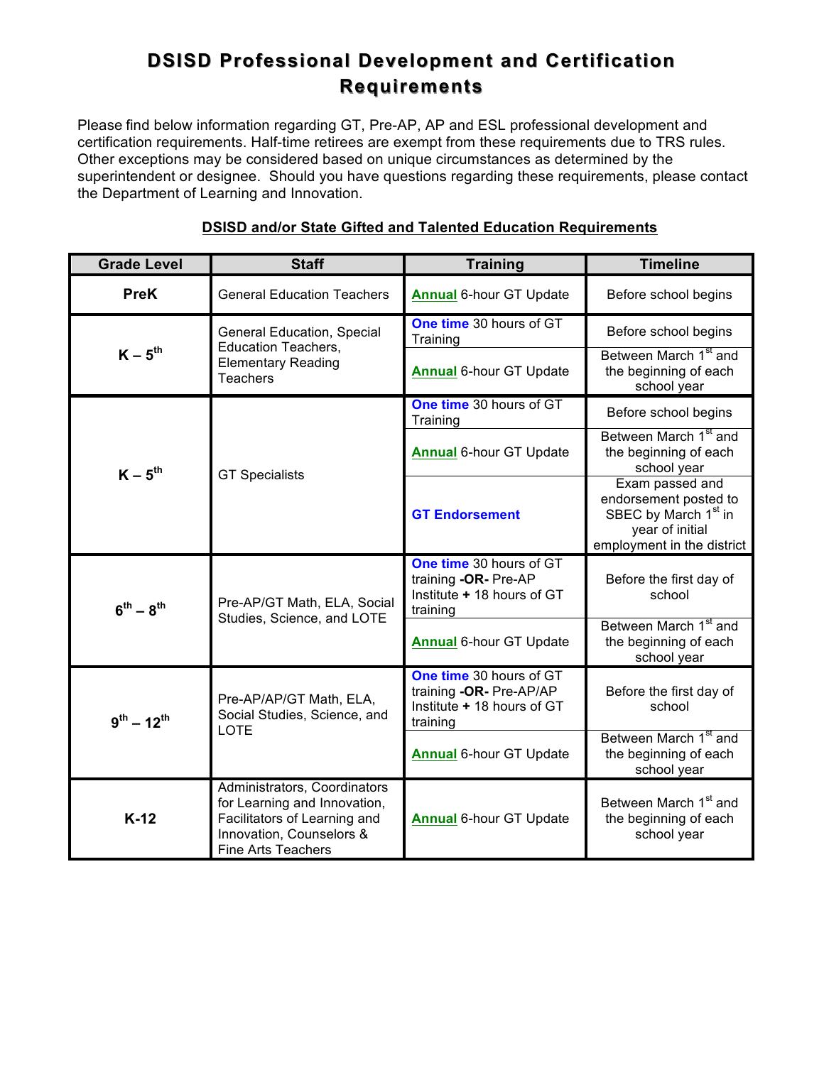# DSISD Professional Development and Certification Requirements

Please find below information regarding GT, Pre-AP, AP and ESL professional development and certification requirements. Half-time retirees are exempt from these requirements due to TRS rules. Other exceptions may be considered based on unique circumstances as determined by the superintendent or designee. Should you have questions regarding these requirements, please contact the Department of Learning and Innovation.

## DSISD and/or State Gifted and Talented Education Requirements

| Grade Level | Staff | Training | Timeline |
|---|---|---|---|
| **PreK** | General Education Teachers | **Annual** 6-hour GT Update | Before school begins |
| **K – 5th** | General Education, Special Education Teachers, Elementary Reading Teachers | **One time** 30 hours of GT Training | Before school begins |
| | | **Annual** 6-hour GT Update | Between March 1st and the beginning of each school year |
| **K – 5th** | GT Specialists | **One time** 30 hours of GT Training | Before school begins |
| | | **Annual** 6-hour GT Update | Between March 1st and the beginning of each school year |
| | | **GT Endorsement** | Exam passed and endorsement posted to SBEC by March 1st in year of initial employment in the district |
| **6th – 8th** | Pre-AP/GT Math, ELA, Social Studies, Science, and LOTE | **One time** 30 hours of GT training **-OR-** Pre-AP Institute **+** 18 hours of GT training | Before the first day of school |
| | | **Annual** 6-hour GT Update | Between March 1st and the beginning of each school year |
| **9th – 12th** | Pre-AP/AP/GT Math, ELA, Social Studies, Science, and LOTE | **One time** 30 hours of GT training **-OR-** Pre-AP/AP Institute **+** 18 hours of GT training | Before the first day of school |
| | | **Annual** 6-hour GT Update | Between March 1st and the beginning of each school year |
| **K-12** | Administrators, Coordinators for Learning and Innovation, Facilitators of Learning and Innovation, Counselors & Fine Arts Teachers | **Annual** 6-hour GT Update | Between March 1st and the beginning of each school year |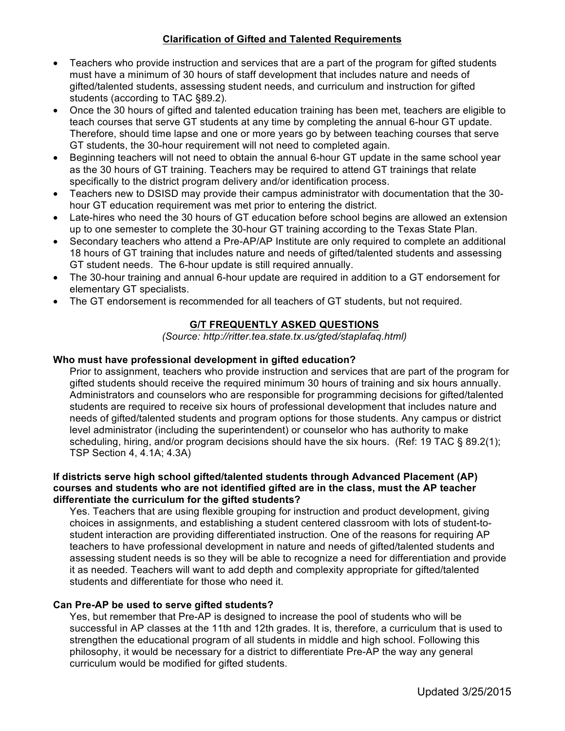## Clarification of Gifted and Talented Requirements

- Teachers who provide instruction and services that are a part of the program for gifted students must have a minimum of 30 hours of staff development that includes nature and needs of gifted/talented students, assessing student needs, and curriculum and instruction for gifted students (according to TAC §89.2).
- Once the 30 hours of gifted and talented education training has been met, teachers are eligible to teach courses that serve GT students at any time by completing the annual 6-hour GT update. Therefore, should time lapse and one or more years go by between teaching courses that serve GT students, the 30-hour requirement will not need to completed again.
- Beginning teachers will not need to obtain the annual 6-hour GT update in the same school year as the 30 hours of GT training. Teachers may be required to attend GT trainings that relate specifically to the district program delivery and/or identification process.
- Teachers new to DSISD may provide their campus administrator with documentation that the 30-hour GT education requirement was met prior to entering the district.
- Late-hires who need the 30 hours of GT education before school begins are allowed an extension up to one semester to complete the 30-hour GT training according to the Texas State Plan.
- Secondary teachers who attend a Pre-AP/AP Institute are only required to complete an additional 18 hours of GT training that includes nature and needs of gifted/talented students and assessing GT student needs. The 6-hour update is still required annually.
- The 30-hour training and annual 6-hour update are required in addition to a GT endorsement for elementary GT specialists.
- The GT endorsement is recommended for all teachers of GT students, but not required.

## G/T FREQUENTLY ASKED QUESTIONS

*(Source: http://ritter.tea.state.tx.us/gted/staplafaq.html)*

**Who must have professional development in gifted education?**

Prior to assignment, teachers who provide instruction and services that are part of the program for gifted students should receive the required minimum 30 hours of training and six hours annually. Administrators and counselors who are responsible for programming decisions for gifted/talented students are required to receive six hours of professional development that includes nature and needs of gifted/talented students and program options for those students. Any campus or district level administrator (including the superintendent) or counselor who has authority to make scheduling, hiring, and/or program decisions should have the six hours. (Ref: 19 TAC § 89.2(1); TSP Section 4, 4.1A; 4.3A)

**If districts serve high school gifted/talented students through Advanced Placement (AP) courses and students who are not identified gifted are in the class, must the AP teacher differentiate the curriculum for the gifted students?**

Yes. Teachers that are using flexible grouping for instruction and product development, giving choices in assignments, and establishing a student centered classroom with lots of student-to-student interaction are providing differentiated instruction. One of the reasons for requiring AP teachers to have professional development in nature and needs of gifted/talented students and assessing student needs is so they will be able to recognize a need for differentiation and provide it as needed. Teachers will want to add depth and complexity appropriate for gifted/talented students and differentiate for those who need it.

**Can Pre-AP be used to serve gifted students?**

Yes, but remember that Pre-AP is designed to increase the pool of students who will be successful in AP classes at the 11th and 12th grades. It is, therefore, a curriculum that is used to strengthen the educational program of all students in middle and high school. Following this philosophy, it would be necessary for a district to differentiate Pre-AP the way any general curriculum would be modified for gifted students.

Updated 3/25/2015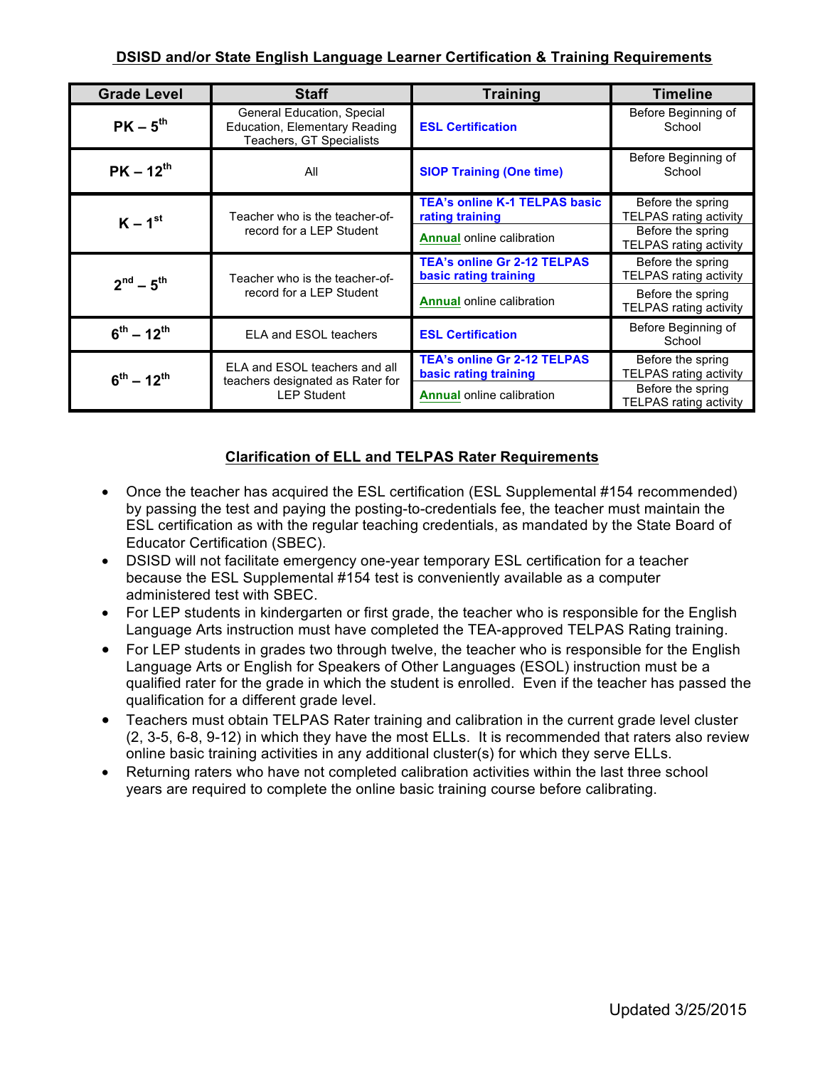## DSISD and/or State English Language Learner Certification & Training Requirements

| Grade Level | Staff | Training | Timeline |
|---|---|---|---|
| **PK – 5th** | General Education, Special Education, Elementary Reading Teachers, GT Specialists | **ESL Certification** | Before Beginning of School |
| **PK – 12th** | All | **SIOP Training (One time)** | Before Beginning of School |
| **K – 1st** | Teacher who is the teacher-of-record for a LEP Student | **TEA's online K-1 TELPAS basic rating training** | Before the spring TELPAS rating activity |
| | | **Annual** online calibration | Before the spring TELPAS rating activity |
| **2nd – 5th** | Teacher who is the teacher-of-record for a LEP Student | **TEA's online Gr 2-12 TELPAS basic rating training** | Before the spring TELPAS rating activity |
| | | **Annual** online calibration | Before the spring TELPAS rating activity |
| **6th – 12th** | ELA and ESOL teachers | **ESL Certification** | Before Beginning of School |
| **6th – 12th** | ELA and ESOL teachers and all teachers designated as Rater for LEP Student | **TEA's online Gr 2-12 TELPAS basic rating training** | Before the spring TELPAS rating activity |
| | | **Annual** online calibration | Before the spring TELPAS rating activity |

## Clarification of ELL and TELPAS Rater Requirements

- Once the teacher has acquired the ESL certification (ESL Supplemental #154 recommended) by passing the test and paying the posting-to-credentials fee, the teacher must maintain the ESL certification as with the regular teaching credentials, as mandated by the State Board of Educator Certification (SBEC).
- DSISD will not facilitate emergency one-year temporary ESL certification for a teacher because the ESL Supplemental #154 test is conveniently available as a computer administered test with SBEC.
- For LEP students in kindergarten or first grade, the teacher who is responsible for the English Language Arts instruction must have completed the TEA-approved TELPAS Rating training.
- For LEP students in grades two through twelve, the teacher who is responsible for the English Language Arts or English for Speakers of Other Languages (ESOL) instruction must be a qualified rater for the grade in which the student is enrolled. Even if the teacher has passed the qualification for a different grade level.
- Teachers must obtain TELPAS Rater training and calibration in the current grade level cluster (2, 3-5, 6-8, 9-12) in which they have the most ELLs. It is recommended that raters also review online basic training activities in any additional cluster(s) for which they serve ELLs.
- Returning raters who have not completed calibration activities within the last three school years are required to complete the online basic training course before calibrating.

Updated 3/25/2015